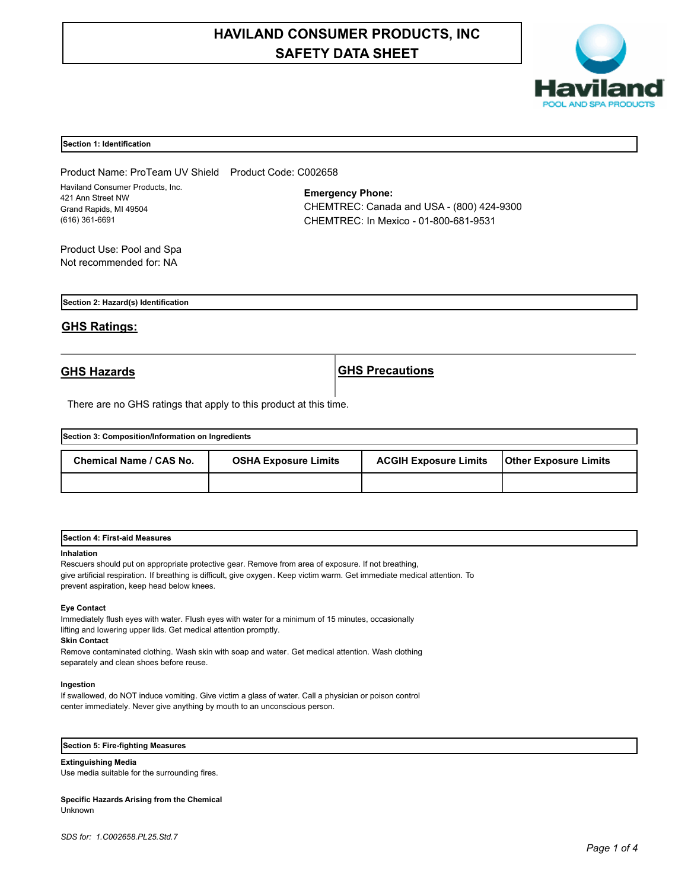# HAVILAND CONSUMER PRODUCTS, INC
# SAFETY DATA SHEET

## Section 1: Identification

Product Name: ProTeam UV Shield    Product Code: C002658

Haviland Consumer Products, Inc.
421 Ann Street NW
Grand Rapids, MI 49504
(616) 361-6691

**Emergency Phone:**
CHEMTREC: Canada and USA - (800) 424-9300
CHEMTREC: In Mexico - 01-800-681-9531

Product Use: Pool and Spa
Not recommended for: NA

## Section 2: Hazard(s) Identification

### GHS Ratings:

| GHS Hazards | GHS Precautions |
| --- | --- |

There are no GHS ratings that apply to this product at this time.

## Section 3: Composition/Information on Ingredients

| Chemical Name / CAS No. | OSHA Exposure Limits | ACGIH Exposure Limits | Other Exposure Limits |
| --- | --- | --- | --- |
| | | | |

## Section 4: First-aid Measures

**Inhalation**
Rescuers should put on appropriate protective gear. Remove from area of exposure. If not breathing, give artificial respiration. If breathing is difficult, give oxygen. Keep victim warm. Get immediate medical attention. To prevent aspiration, keep head below knees.

**Eye Contact**
Immediately flush eyes with water. Flush eyes with water for a minimum of 15 minutes, occasionally lifting and lowering upper lids. Get medical attention promptly.

**Skin Contact**
Remove contaminated clothing. Wash skin with soap and water. Get medical attention. Wash clothing separately and clean shoes before reuse.

**Ingestion**
If swallowed, do NOT induce vomiting. Give victim a glass of water. Call a physician or poison control center immediately. Never give anything by mouth to an unconscious person.

## Section 5: Fire-fighting Measures

**Extinguishing Media**
Use media suitable for the surrounding fires.

**Specific Hazards Arising from the Chemical**
Unknown

*SDS for: 1.C002658.PL25.Std.7*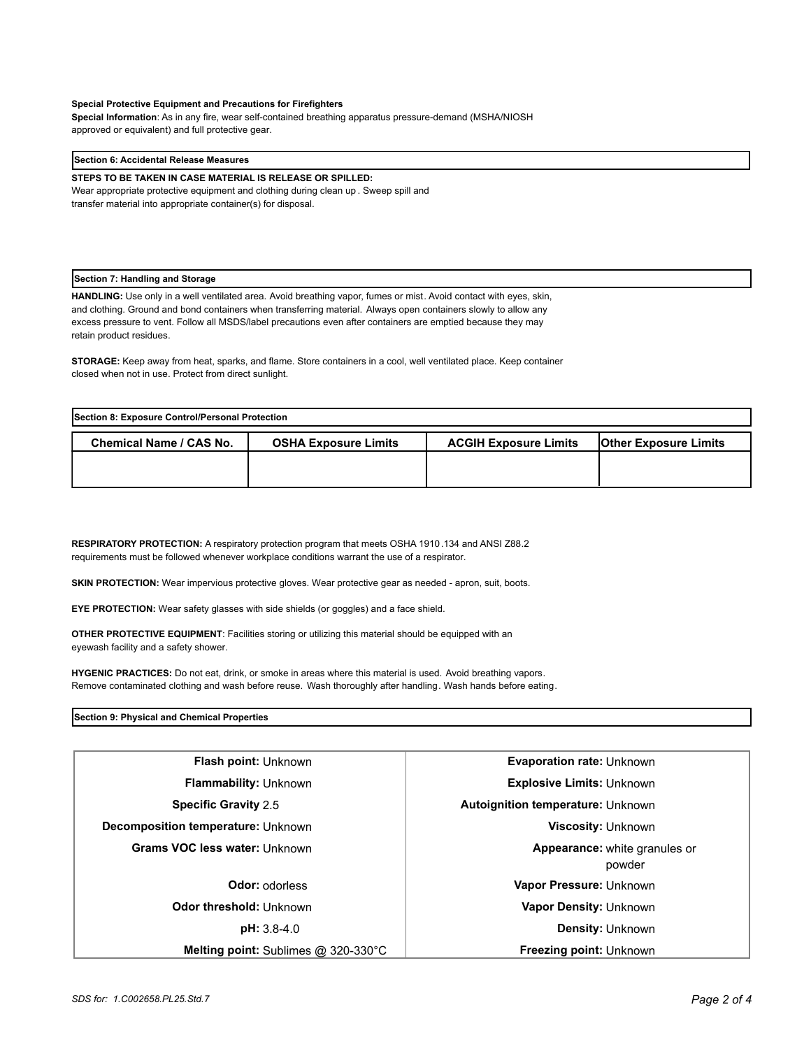**Special Protective Equipment and Precautions for Firefighters**

**Special Information**: As in any fire, wear self-contained breathing apparatus pressure-demand (MSHA/NIOSH approved or equivalent) and full protective gear.

## Section 6: Accidental Release Measures

**STEPS TO BE TAKEN IN CASE MATERIAL IS RELEASE OR SPILLED:**

Wear appropriate protective equipment and clothing during clean up . Sweep spill and transfer material into appropriate container(s) for disposal.

## Section 7: Handling and Storage

**HANDLING:** Use only in a well ventilated area. Avoid breathing vapor, fumes or mist. Avoid contact with eyes, skin, and clothing. Ground and bond containers when transferring material. Always open containers slowly to allow any excess pressure to vent. Follow all MSDS/label precautions even after containers are emptied because they may retain product residues.

**STORAGE:** Keep away from heat, sparks, and flame. Store containers in a cool, well ventilated place. Keep container closed when not in use. Protect from direct sunlight.

## Section 8: Exposure Control/Personal Protection

| Chemical Name / CAS No. | OSHA Exposure Limits | ACGIH Exposure Limits | Other Exposure Limits |
|---|---|---|---|
| | | | |

**RESPIRATORY PROTECTION:** A respiratory protection program that meets OSHA 1910.134 and ANSI Z88.2 requirements must be followed whenever workplace conditions warrant the use of a respirator.

**SKIN PROTECTION:** Wear impervious protective gloves. Wear protective gear as needed - apron, suit, boots.

**EYE PROTECTION:** Wear safety glasses with side shields (or goggles) and a face shield.

**OTHER PROTECTIVE EQUIPMENT**: Facilities storing or utilizing this material should be equipped with an eyewash facility and a safety shower.

**HYGENIC PRACTICES:** Do not eat, drink, or smoke in areas where this material is used. Avoid breathing vapors. Remove contaminated clothing and wash before reuse. Wash thoroughly after handling. Wash hands before eating.

## Section 9: Physical and Chemical Properties

| | | | |
|---|---|---|---|
| **Flash point:** | Unknown | **Evaporation rate:** | Unknown |
| **Flammability:** | Unknown | **Explosive Limits:** | Unknown |
| **Specific Gravity** | 2.5 | **Autoignition temperature:** | Unknown |
| **Decomposition temperature:** | Unknown | **Viscosity:** | Unknown |
| **Grams VOC less water:** | Unknown | **Appearance:** | white granules or powder |
| **Odor:** | odorless | **Vapor Pressure:** | Unknown |
| **Odor threshold:** | Unknown | **Vapor Density:** | Unknown |
| **pH:** | 3.8-4.0 | **Density:** | Unknown |
| **Melting point:** | Sublimes @ 320-330°C | **Freezing point:** | Unknown |

*SDS for: 1.C002658.PL25.Std.7*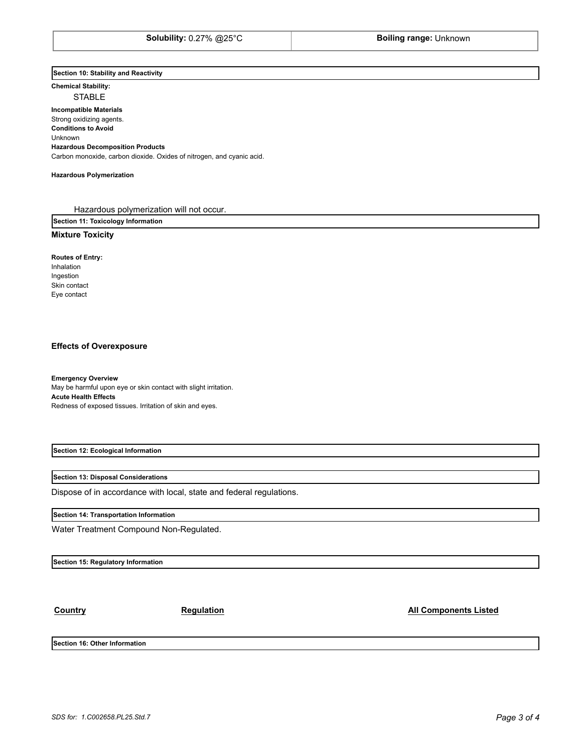| **Solubility:** 0.27% @25°C | **Boiling range:** Unknown |
|---|---|

## Section 10: Stability and Reactivity

**Chemical Stability:**

STABLE

**Incompatible Materials**

Strong oxidizing agents.

**Conditions to Avoid**

Unknown

**Hazardous Decomposition Products**

Carbon monoxide, carbon dioxide. Oxides of nitrogen, and cyanic acid.

**Hazardous Polymerization**

Hazardous polymerization will not occur.

## Section 11: Toxicology Information

### Mixture Toxicity

**Routes of Entry:**

Inhalation
Ingestion
Skin contact
Eye contact

### Effects of Overexposure

**Emergency Overview**

May be harmful upon eye or skin contact with slight irritation.

**Acute Health Effects**

Redness of exposed tissues. Irritation of skin and eyes.

## Section 12: Ecological Information

## Section 13: Disposal Considerations

Dispose of in accordance with local, state and federal regulations.

## Section 14: Transportation Information

Water Treatment Compound Non-Regulated.

## Section 15: Regulatory Information

| Country | Regulation | All Components Listed |
|---|---|---|

## Section 16: Other Information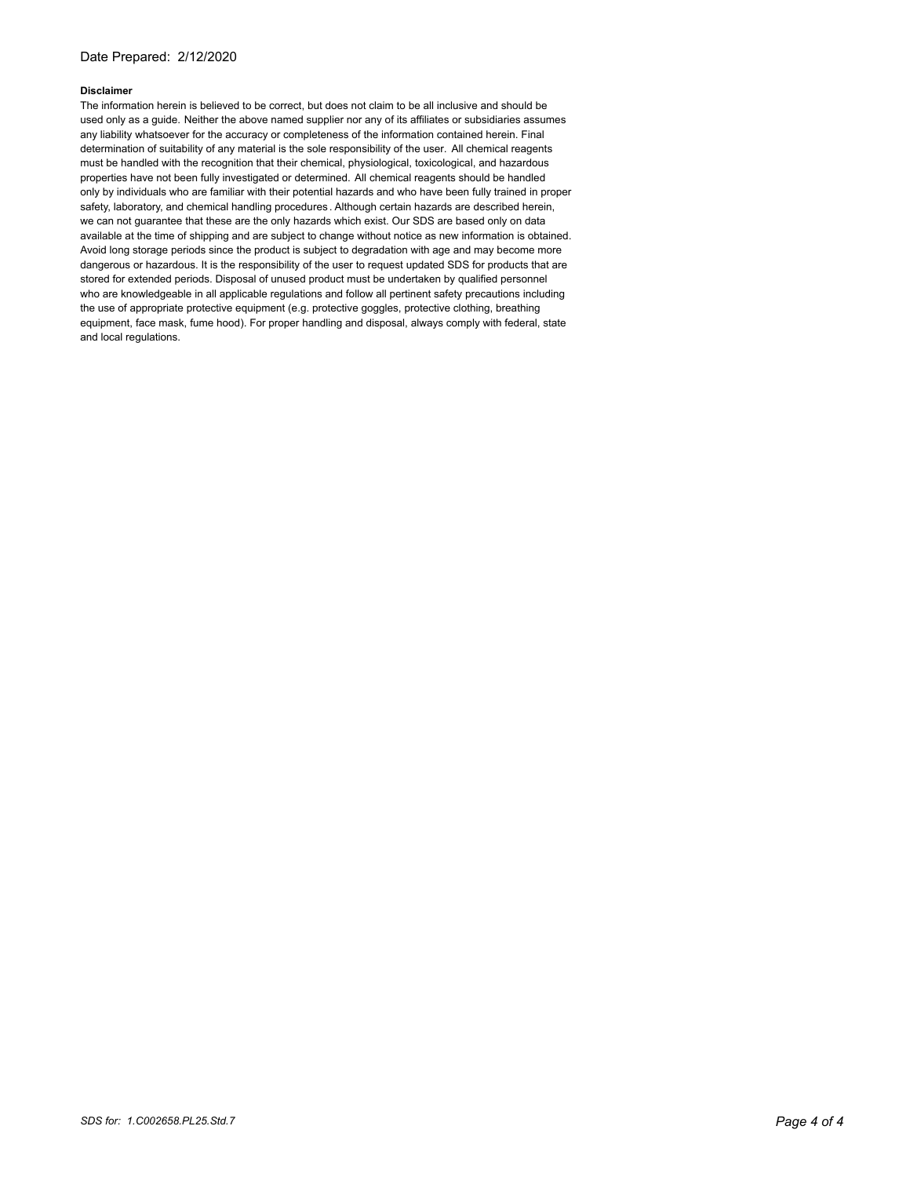Date Prepared: 2/12/2020

**Disclaimer**

The information herein is believed to be correct, but does not claim to be all inclusive and should be used only as a guide. Neither the above named supplier nor any of its affiliates or subsidiaries assumes any liability whatsoever for the accuracy or completeness of the information contained herein. Final determination of suitability of any material is the sole responsibility of the user. All chemical reagents must be handled with the recognition that their chemical, physiological, toxicological, and hazardous properties have not been fully investigated or determined. All chemical reagents should be handled only by individuals who are familiar with their potential hazards and who have been fully trained in proper safety, laboratory, and chemical handling procedures. Although certain hazards are described herein, we can not guarantee that these are the only hazards which exist. Our SDS are based only on data available at the time of shipping and are subject to change without notice as new information is obtained. Avoid long storage periods since the product is subject to degradation with age and may become more dangerous or hazardous. It is the responsibility of the user to request updated SDS for products that are stored for extended periods. Disposal of unused product must be undertaken by qualified personnel who are knowledgeable in all applicable regulations and follow all pertinent safety precautions including the use of appropriate protective equipment (e.g. protective goggles, protective clothing, breathing equipment, face mask, fume hood). For proper handling and disposal, always comply with federal, state and local regulations.